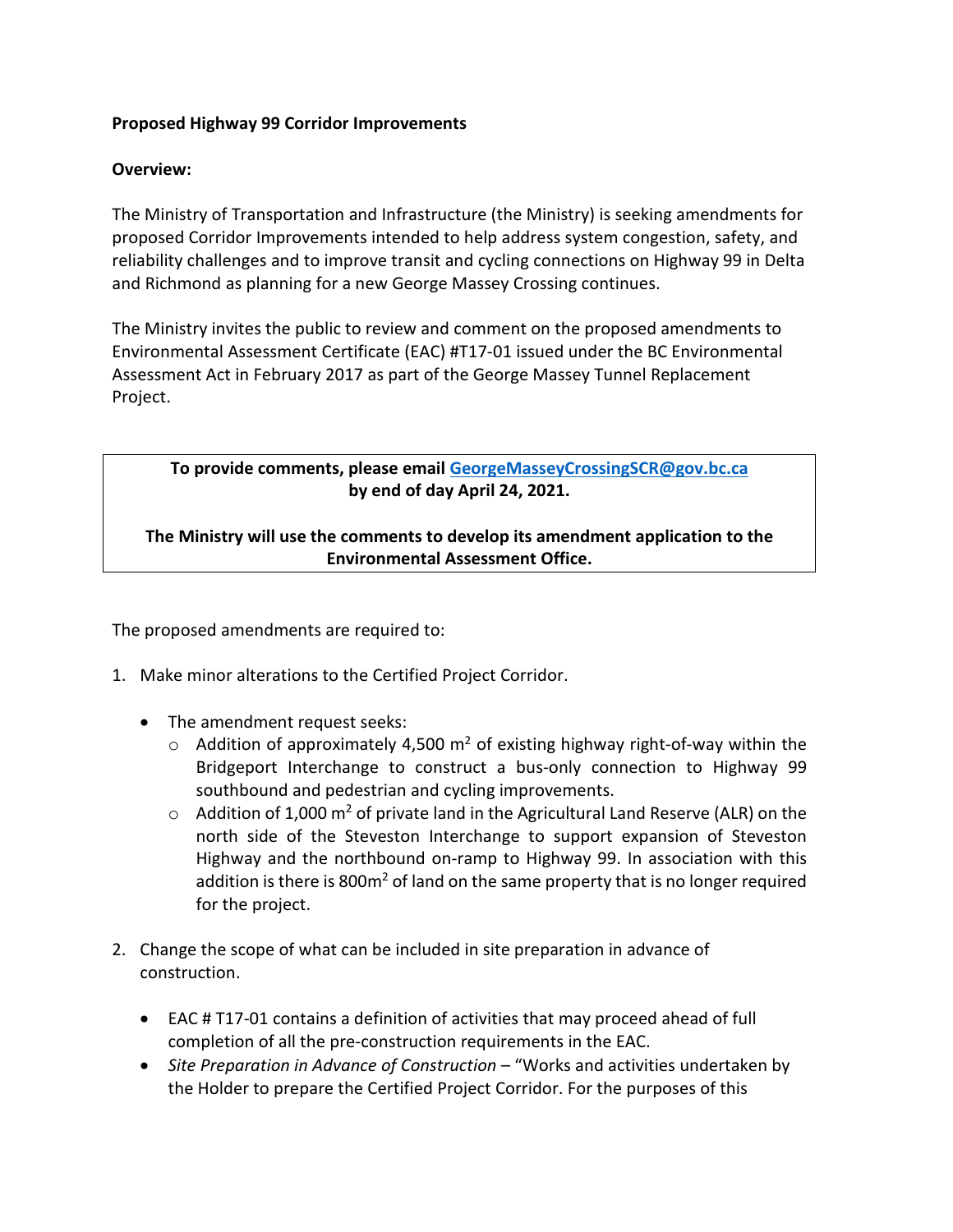**Proposed Highway 99 Corridor Improvements**

**Overview:**

The Ministry of Transportation and Infrastructure (the Ministry) is seeking amendments for proposed Corridor Improvements intended to help address system congestion, safety, and reliability challenges and to improve transit and cycling connections on Highway 99 in Delta and Richmond as planning for a new George Massey Crossing continues.

The Ministry invites the public to review and comment on the proposed amendments to Environmental Assessment Certificate (EAC) #T17-01 issued under the BC Environmental Assessment Act in February 2017 as part of the George Massey Tunnel Replacement Project.

**To provide comments, please email [GeorgeMasseyCrossingSCR@gov.bc.ca](mailto:GeorgeMasseyCrossingSCR@gov.bc.ca) by end of day April 24, 2021.**

**The Ministry will use the comments to develop its amendment application to the Environmental Assessment Office.**

The proposed amendments are required to:

1. Make minor alterations to the Certified Project Corridor.

   - The amendment request seeks:
     - Addition of approximately 4,500 $m^2$ of existing highway right-of-way within the Bridgeport Interchange to construct a bus-only connection to Highway 99 southbound and pedestrian and cycling improvements.
     - Addition of 1,000 $m^2$ of private land in the Agricultural Land Reserve (ALR) on the north side of the Steveston Interchange to support expansion of Steveston Highway and the northbound on-ramp to Highway 99. In association with this addition is there is 800$m^2$ of land on the same property that is no longer required for the project.

2. Change the scope of what can be included in site preparation in advance of construction.

   - EAC # T17-01 contains a definition of activities that may proceed ahead of full completion of all the pre-construction requirements in the EAC.
   - *Site Preparation in Advance of Construction* – "Works and activities undertaken by the Holder to prepare the Certified Project Corridor. For the purposes of this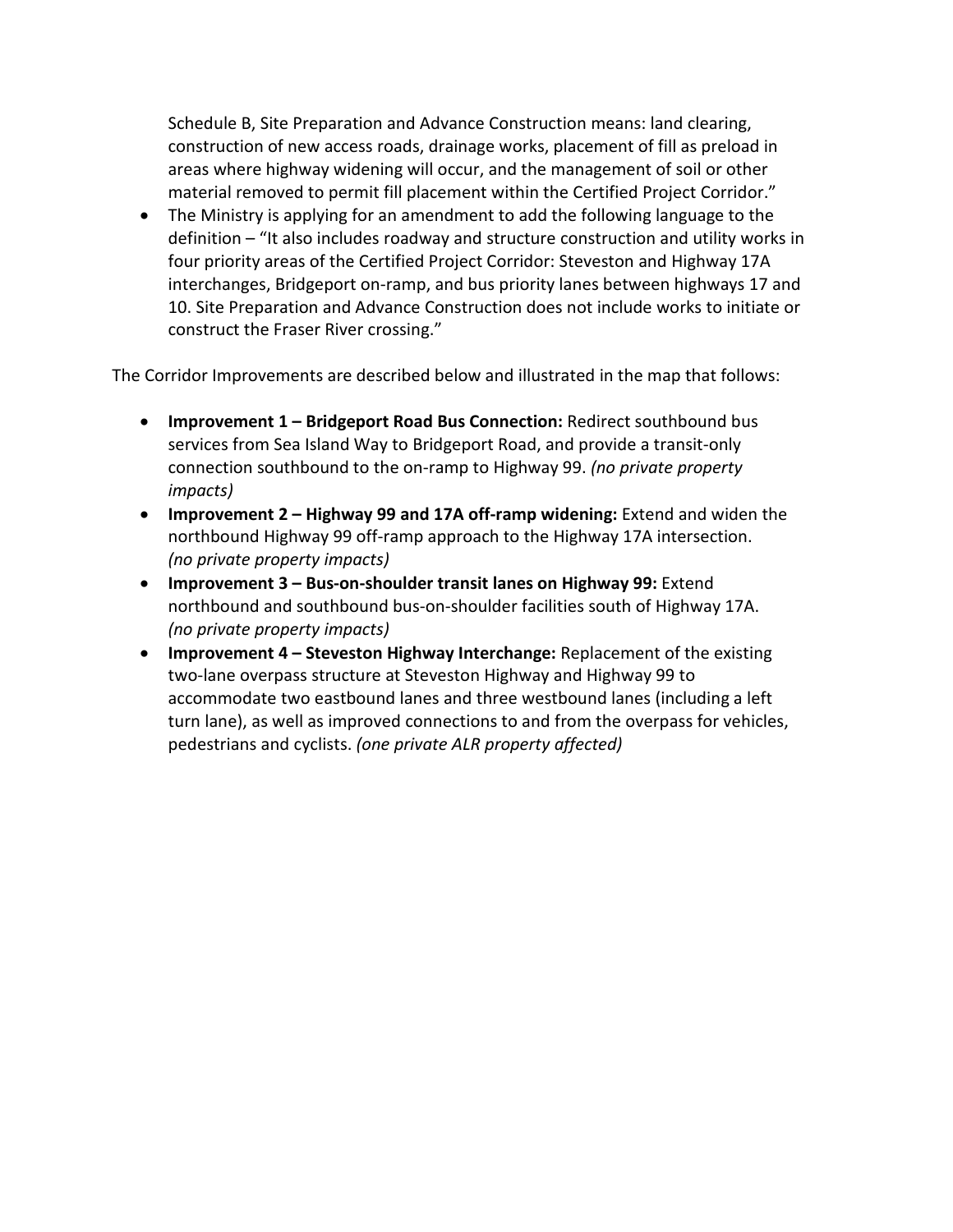Schedule B, Site Preparation and Advance Construction means: land clearing, construction of new access roads, drainage works, placement of fill as preload in areas where highway widening will occur, and the management of soil or other material removed to permit fill placement within the Certified Project Corridor."

- The Ministry is applying for an amendment to add the following language to the definition – "It also includes roadway and structure construction and utility works in four priority areas of the Certified Project Corridor: Steveston and Highway 17A interchanges, Bridgeport on-ramp, and bus priority lanes between highways 17 and 10. Site Preparation and Advance Construction does not include works to initiate or construct the Fraser River crossing."

The Corridor Improvements are described below and illustrated in the map that follows:

- **Improvement 1 – Bridgeport Road Bus Connection:** Redirect southbound bus services from Sea Island Way to Bridgeport Road, and provide a transit-only connection southbound to the on-ramp to Highway 99. *(no private property impacts)*
- **Improvement 2 – Highway 99 and 17A off-ramp widening:** Extend and widen the northbound Highway 99 off-ramp approach to the Highway 17A intersection. *(no private property impacts)*
- **Improvement 3 – Bus-on-shoulder transit lanes on Highway 99:** Extend northbound and southbound bus-on-shoulder facilities south of Highway 17A. *(no private property impacts)*
- **Improvement 4 – Steveston Highway Interchange:** Replacement of the existing two-lane overpass structure at Steveston Highway and Highway 99 to accommodate two eastbound lanes and three westbound lanes (including a left turn lane), as well as improved connections to and from the overpass for vehicles, pedestrians and cyclists. *(one private ALR property affected)*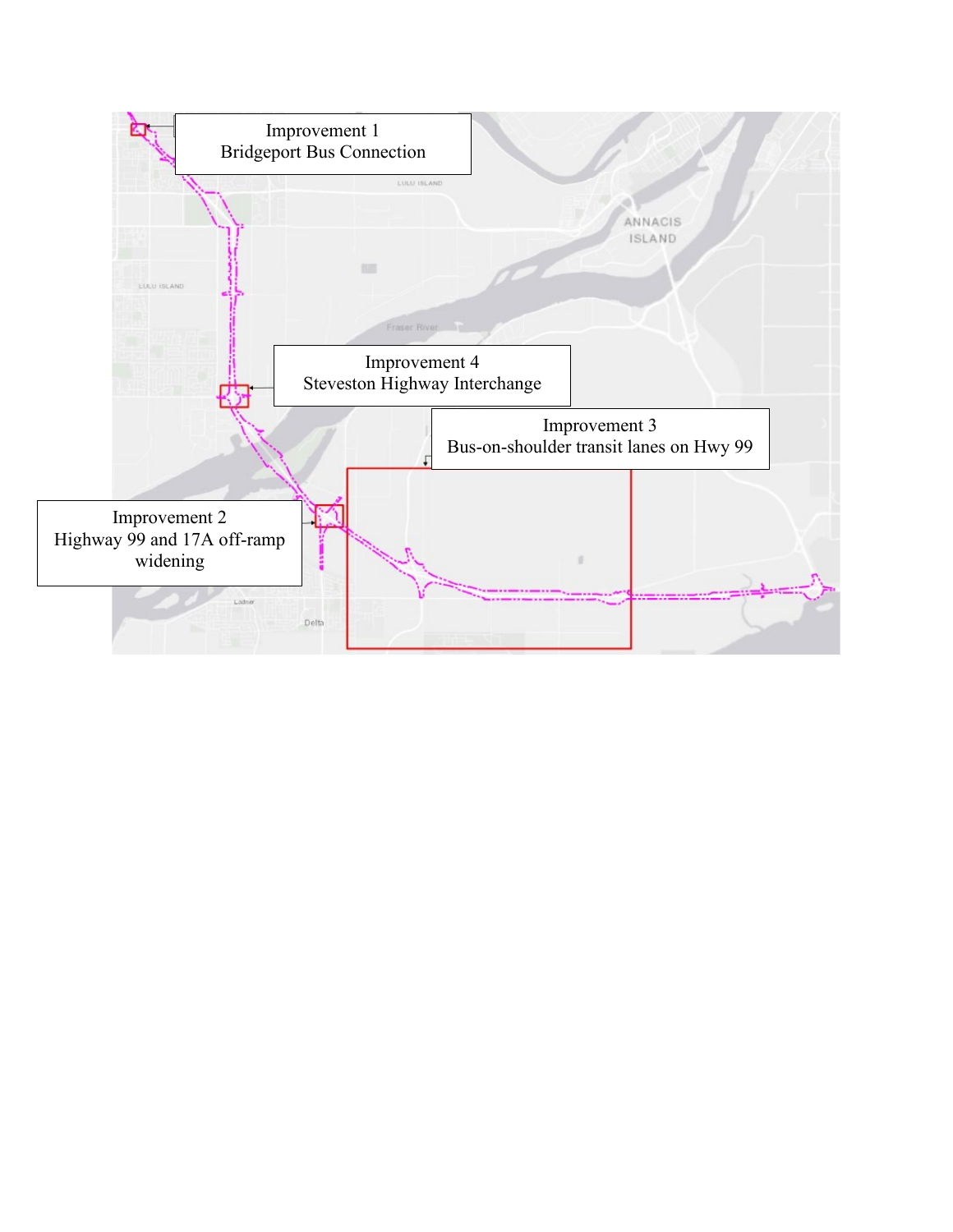Improvement 1
Bridgeport Bus Connection

Improvement 4
Steveston Highway Interchange

Improvement 3
Bus-on-shoulder transit lanes on Hwy 99

Improvement 2
Highway 99 and 17A off-ramp widening

LULU ISLAND

ANNACIS ISLAND

Fraser River

Ladner

Delta